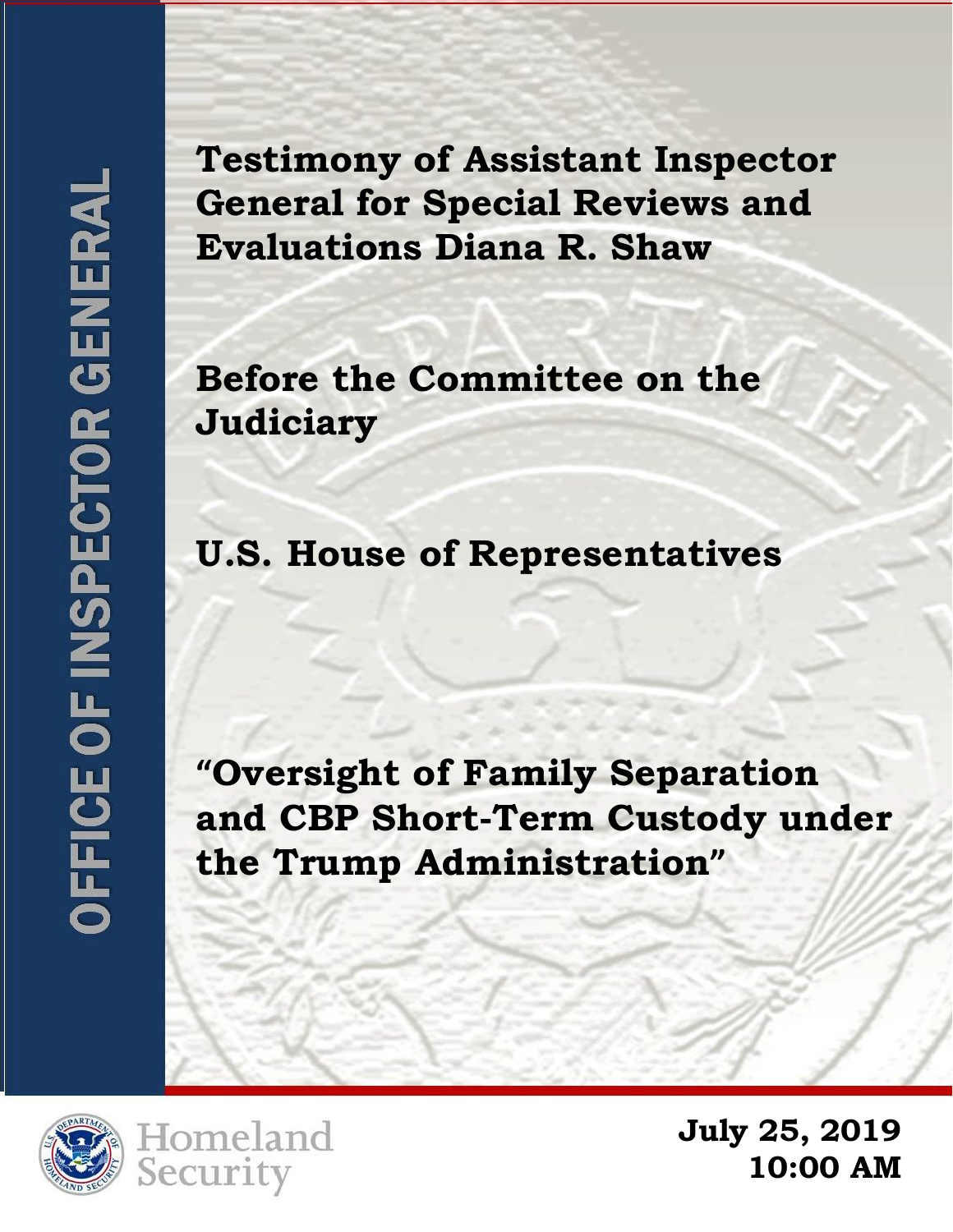OFFICE OF INSPECTOR GENERAL

# Testimony of Assistant Inspector General for Special Reviews and Evaluations Diana R. Shaw

## Before the Committee on the Judiciary

## U.S. House of Representatives

## "Oversight of Family Separation and CBP Short-Term Custody under the Trump Administration"

Homeland Security

**July 25, 2019**
**10:00 AM**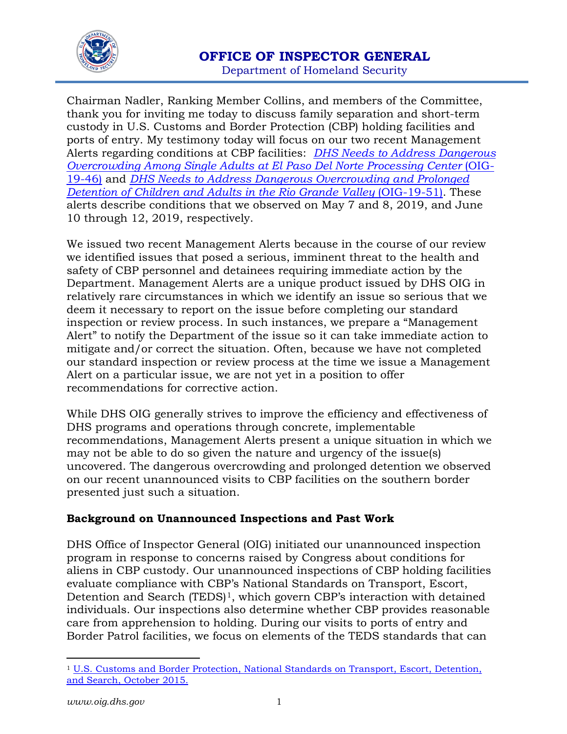Chairman Nadler, Ranking Member Collins, and members of the Committee, thank you for inviting me today to discuss family separation and short-term custody in U.S. Customs and Border Protection (CBP) holding facilities and ports of entry. My testimony today will focus on our two recent Management Alerts regarding conditions at CBP facilities: *DHS Needs to Address Dangerous Overcrowding Among Single Adults at El Paso Del Norte Processing Center* (OIG-19-46) and *DHS Needs to Address Dangerous Overcrowding and Prolonged Detention of Children and Adults in the Rio Grande Valley* (OIG-19-51). These alerts describe conditions that we observed on May 7 and 8, 2019, and June 10 through 12, 2019, respectively.

We issued two recent Management Alerts because in the course of our review we identified issues that posed a serious, imminent threat to the health and safety of CBP personnel and detainees requiring immediate action by the Department. Management Alerts are a unique product issued by DHS OIG in relatively rare circumstances in which we identify an issue so serious that we deem it necessary to report on the issue before completing our standard inspection or review process. In such instances, we prepare a "Management Alert" to notify the Department of the issue so it can take immediate action to mitigate and/or correct the situation. Often, because we have not completed our standard inspection or review process at the time we issue a Management Alert on a particular issue, we are not yet in a position to offer recommendations for corrective action.

While DHS OIG generally strives to improve the efficiency and effectiveness of DHS programs and operations through concrete, implementable recommendations, Management Alerts present a unique situation in which we may not be able to do so given the nature and urgency of the issue(s) uncovered. The dangerous overcrowding and prolonged detention we observed on our recent unannounced visits to CBP facilities on the southern border presented just such a situation.

**Background on Unannounced Inspections and Past Work**

DHS Office of Inspector General (OIG) initiated our unannounced inspection program in response to concerns raised by Congress about conditions for aliens in CBP custody. Our unannounced inspections of CBP holding facilities evaluate compliance with CBP's National Standards on Transport, Escort, Detention and Search (TEDS)[1], which govern CBP's interaction with detained individuals. Our inspections also determine whether CBP provides reasonable care from apprehension to holding. During our visits to ports of entry and Border Patrol facilities, we focus on elements of the TEDS standards that can

[1] U.S. Customs and Border Protection, National Standards on Transport, Escort, Detention, and Search, October 2015.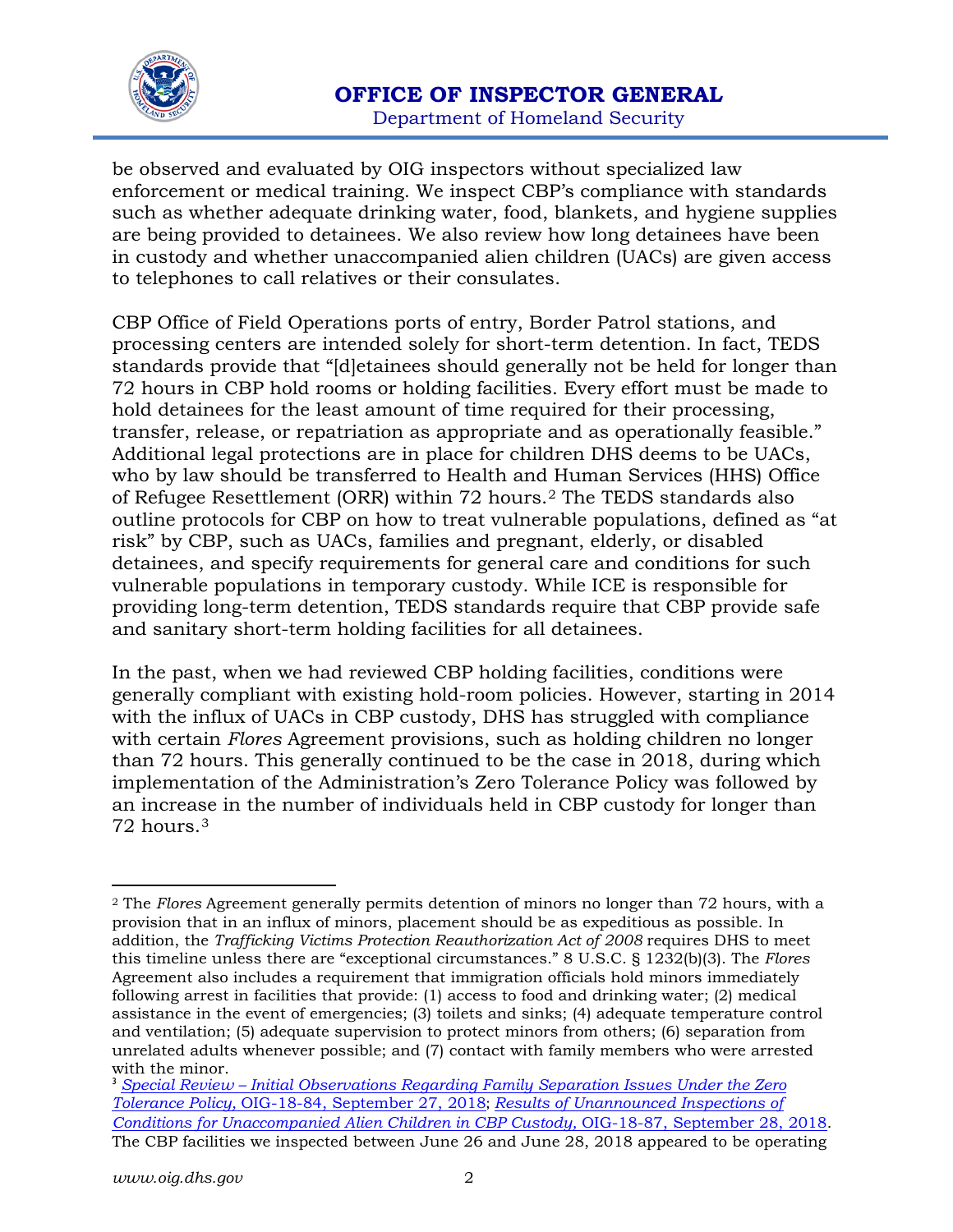be observed and evaluated by OIG inspectors without specialized law enforcement or medical training. We inspect CBP's compliance with standards such as whether adequate drinking water, food, blankets, and hygiene supplies are being provided to detainees. We also review how long detainees have been in custody and whether unaccompanied alien children (UACs) are given access to telephones to call relatives or their consulates.

CBP Office of Field Operations ports of entry, Border Patrol stations, and processing centers are intended solely for short-term detention. In fact, TEDS standards provide that "[d]etainees should generally not be held for longer than 72 hours in CBP hold rooms or holding facilities. Every effort must be made to hold detainees for the least amount of time required for their processing, transfer, release, or repatriation as appropriate and as operationally feasible." Additional legal protections are in place for children DHS deems to be UACs, who by law should be transferred to Health and Human Services (HHS) Office of Refugee Resettlement (ORR) within 72 hours.[2] The TEDS standards also outline protocols for CBP on how to treat vulnerable populations, defined as "at risk" by CBP, such as UACs, families and pregnant, elderly, or disabled detainees, and specify requirements for general care and conditions for such vulnerable populations in temporary custody. While ICE is responsible for providing long-term detention, TEDS standards require that CBP provide safe and sanitary short-term holding facilities for all detainees.

In the past, when we had reviewed CBP holding facilities, conditions were generally compliant with existing hold-room policies. However, starting in 2014 with the influx of UACs in CBP custody, DHS has struggled with compliance with certain *Flores* Agreement provisions, such as holding children no longer than 72 hours. This generally continued to be the case in 2018, during which implementation of the Administration's Zero Tolerance Policy was followed by an increase in the number of individuals held in CBP custody for longer than 72 hours.[3]

---

[2] The *Flores* Agreement generally permits detention of minors no longer than 72 hours, with a provision that in an influx of minors, placement should be as expeditious as possible. In addition, the *Trafficking Victims Protection Reauthorization Act of 2008* requires DHS to meet this timeline unless there are "exceptional circumstances." 8 U.S.C. § 1232(b)(3). The *Flores* Agreement also includes a requirement that immigration officials hold minors immediately following arrest in facilities that provide: (1) access to food and drinking water; (2) medical assistance in the event of emergencies; (3) toilets and sinks; (4) adequate temperature control and ventilation; (5) adequate supervision to protect minors from others; (6) separation from unrelated adults whenever possible; and (7) contact with family members who were arrested with the minor.

[3] *Special Review – Initial Observations Regarding Family Separation Issues Under the Zero Tolerance Policy,* OIG-18-84, September 27, 2018; *Results of Unannounced Inspections of Conditions for Unaccompanied Alien Children in CBP Custody,* OIG-18-87, September 28, 2018. The CBP facilities we inspected between June 26 and June 28, 2018 appeared to be operating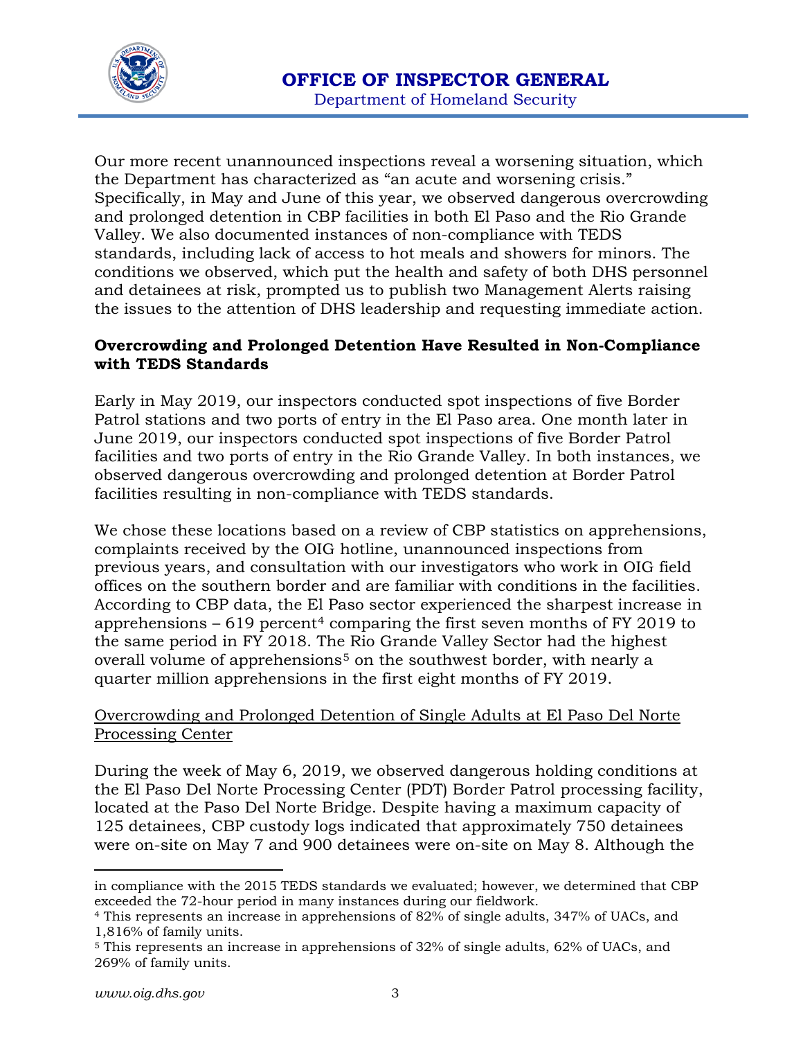Our more recent unannounced inspections reveal a worsening situation, which the Department has characterized as "an acute and worsening crisis." Specifically, in May and June of this year, we observed dangerous overcrowding and prolonged detention in CBP facilities in both El Paso and the Rio Grande Valley. We also documented instances of non-compliance with TEDS standards, including lack of access to hot meals and showers for minors. The conditions we observed, which put the health and safety of both DHS personnel and detainees at risk, prompted us to publish two Management Alerts raising the issues to the attention of DHS leadership and requesting immediate action.

**Overcrowding and Prolonged Detention Have Resulted in Non-Compliance with TEDS Standards**

Early in May 2019, our inspectors conducted spot inspections of five Border Patrol stations and two ports of entry in the El Paso area. One month later in June 2019, our inspectors conducted spot inspections of five Border Patrol facilities and two ports of entry in the Rio Grande Valley. In both instances, we observed dangerous overcrowding and prolonged detention at Border Patrol facilities resulting in non-compliance with TEDS standards.

We chose these locations based on a review of CBP statistics on apprehensions, complaints received by the OIG hotline, unannounced inspections from previous years, and consultation with our investigators who work in OIG field offices on the southern border and are familiar with conditions in the facilities. According to CBP data, the El Paso sector experienced the sharpest increase in apprehensions – 619 percent[4] comparing the first seven months of FY 2019 to the same period in FY 2018. The Rio Grande Valley Sector had the highest overall volume of apprehensions[5] on the southwest border, with nearly a quarter million apprehensions in the first eight months of FY 2019.

<u>Overcrowding and Prolonged Detention of Single Adults at El Paso Del Norte Processing Center</u>

During the week of May 6, 2019, we observed dangerous holding conditions at the El Paso Del Norte Processing Center (PDT) Border Patrol processing facility, located at the Paso Del Norte Bridge. Despite having a maximum capacity of 125 detainees, CBP custody logs indicated that approximately 750 detainees were on-site on May 7 and 900 detainees were on-site on May 8. Although the

---

in compliance with the 2015 TEDS standards we evaluated; however, we determined that CBP exceeded the 72-hour period in many instances during our fieldwork.

[4] This represents an increase in apprehensions of 82% of single adults, 347% of UACs, and 1,816% of family units.

[5] This represents an increase in apprehensions of 32% of single adults, 62% of UACs, and 269% of family units.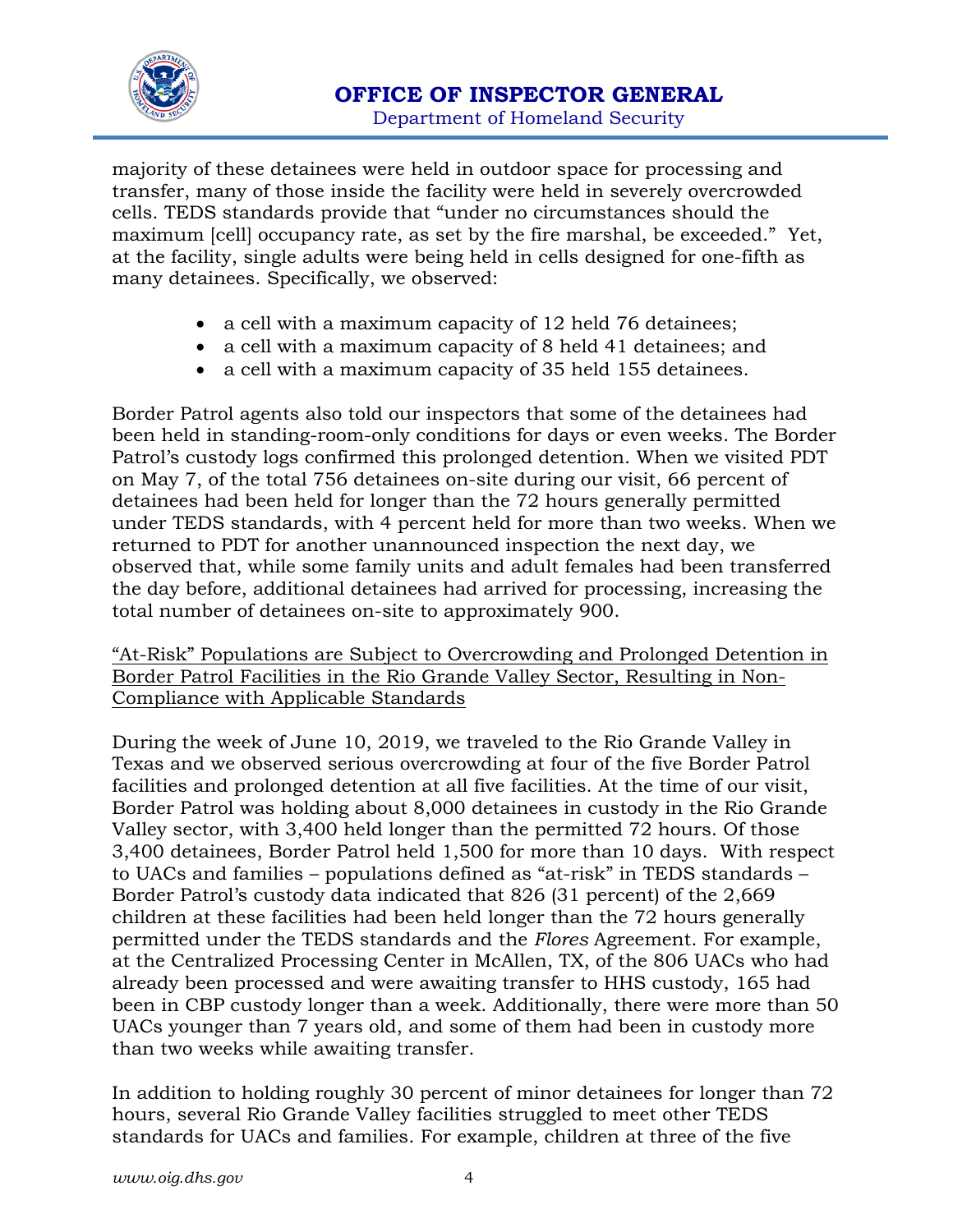majority of these detainees were held in outdoor space for processing and transfer, many of those inside the facility were held in severely overcrowded cells. TEDS standards provide that "under no circumstances should the maximum [cell] occupancy rate, as set by the fire marshal, be exceeded." Yet, at the facility, single adults were being held in cells designed for one-fifth as many detainees. Specifically, we observed:

- a cell with a maximum capacity of 12 held 76 detainees;
- a cell with a maximum capacity of 8 held 41 detainees; and
- a cell with a maximum capacity of 35 held 155 detainees.

Border Patrol agents also told our inspectors that some of the detainees had been held in standing-room-only conditions for days or even weeks. The Border Patrol's custody logs confirmed this prolonged detention. When we visited PDT on May 7, of the total 756 detainees on-site during our visit, 66 percent of detainees had been held for longer than the 72 hours generally permitted under TEDS standards, with 4 percent held for more than two weeks. When we returned to PDT for another unannounced inspection the next day, we observed that, while some family units and adult females had been transferred the day before, additional detainees had arrived for processing, increasing the total number of detainees on-site to approximately 900.

<u>"At-Risk" Populations are Subject to Overcrowding and Prolonged Detention in Border Patrol Facilities in the Rio Grande Valley Sector, Resulting in Non-Compliance with Applicable Standards</u>

During the week of June 10, 2019, we traveled to the Rio Grande Valley in Texas and we observed serious overcrowding at four of the five Border Patrol facilities and prolonged detention at all five facilities. At the time of our visit, Border Patrol was holding about 8,000 detainees in custody in the Rio Grande Valley sector, with 3,400 held longer than the permitted 72 hours. Of those 3,400 detainees, Border Patrol held 1,500 for more than 10 days. With respect to UACs and families – populations defined as "at-risk" in TEDS standards – Border Patrol's custody data indicated that 826 (31 percent) of the 2,669 children at these facilities had been held longer than the 72 hours generally permitted under the TEDS standards and the *Flores* Agreement. For example, at the Centralized Processing Center in McAllen, TX, of the 806 UACs who had already been processed and were awaiting transfer to HHS custody, 165 had been in CBP custody longer than a week. Additionally, there were more than 50 UACs younger than 7 years old, and some of them had been in custody more than two weeks while awaiting transfer.

In addition to holding roughly 30 percent of minor detainees for longer than 72 hours, several Rio Grande Valley facilities struggled to meet other TEDS standards for UACs and families. For example, children at three of the five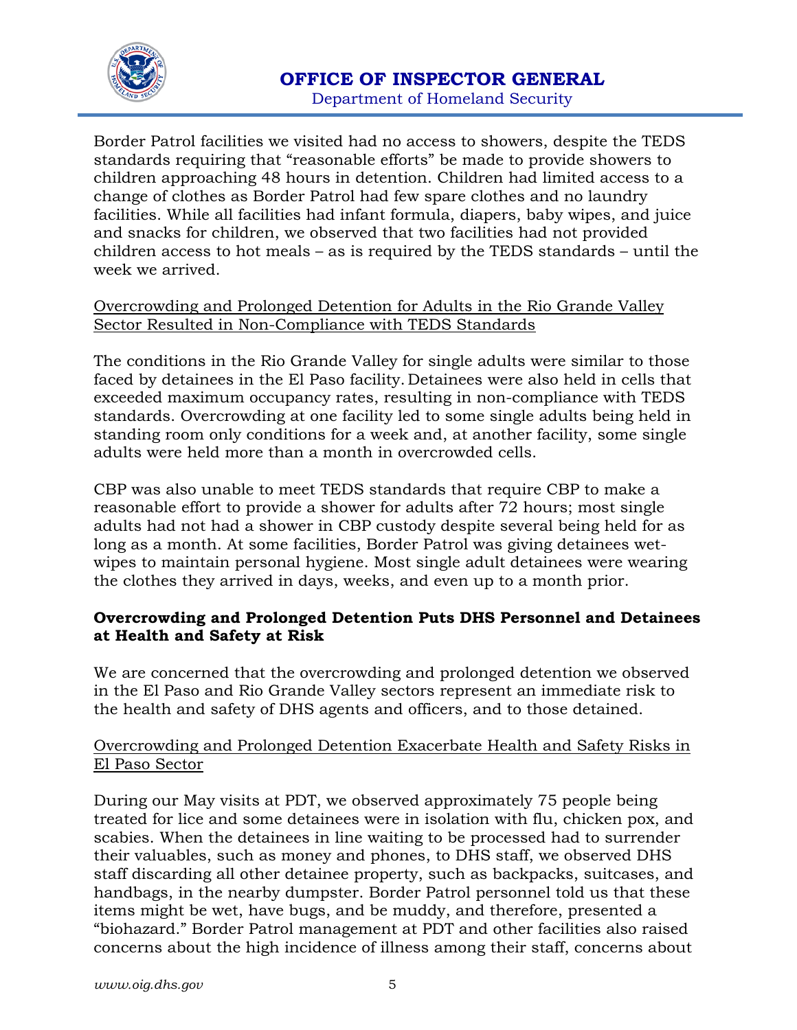Border Patrol facilities we visited had no access to showers, despite the TEDS standards requiring that "reasonable efforts" be made to provide showers to children approaching 48 hours in detention. Children had limited access to a change of clothes as Border Patrol had few spare clothes and no laundry facilities. While all facilities had infant formula, diapers, baby wipes, and juice and snacks for children, we observed that two facilities had not provided children access to hot meals – as is required by the TEDS standards – until the week we arrived.

<u>Overcrowding and Prolonged Detention for Adults in the Rio Grande Valley Sector Resulted in Non-Compliance with TEDS Standards</u>

The conditions in the Rio Grande Valley for single adults were similar to those faced by detainees in the El Paso facility. Detainees were also held in cells that exceeded maximum occupancy rates, resulting in non-compliance with TEDS standards. Overcrowding at one facility led to some single adults being held in standing room only conditions for a week and, at another facility, some single adults were held more than a month in overcrowded cells.

CBP was also unable to meet TEDS standards that require CBP to make a reasonable effort to provide a shower for adults after 72 hours; most single adults had not had a shower in CBP custody despite several being held for as long as a month. At some facilities, Border Patrol was giving detainees wet-wipes to maintain personal hygiene. Most single adult detainees were wearing the clothes they arrived in days, weeks, and even up to a month prior.

**Overcrowding and Prolonged Detention Puts DHS Personnel and Detainees at Health and Safety at Risk**

We are concerned that the overcrowding and prolonged detention we observed in the El Paso and Rio Grande Valley sectors represent an immediate risk to the health and safety of DHS agents and officers, and to those detained.

<u>Overcrowding and Prolonged Detention Exacerbate Health and Safety Risks in El Paso Sector</u>

During our May visits at PDT, we observed approximately 75 people being treated for lice and some detainees were in isolation with flu, chicken pox, and scabies. When the detainees in line waiting to be processed had to surrender their valuables, such as money and phones, to DHS staff, we observed DHS staff discarding all other detainee property, such as backpacks, suitcases, and handbags, in the nearby dumpster. Border Patrol personnel told us that these items might be wet, have bugs, and be muddy, and therefore, presented a "biohazard." Border Patrol management at PDT and other facilities also raised concerns about the high incidence of illness among their staff, concerns about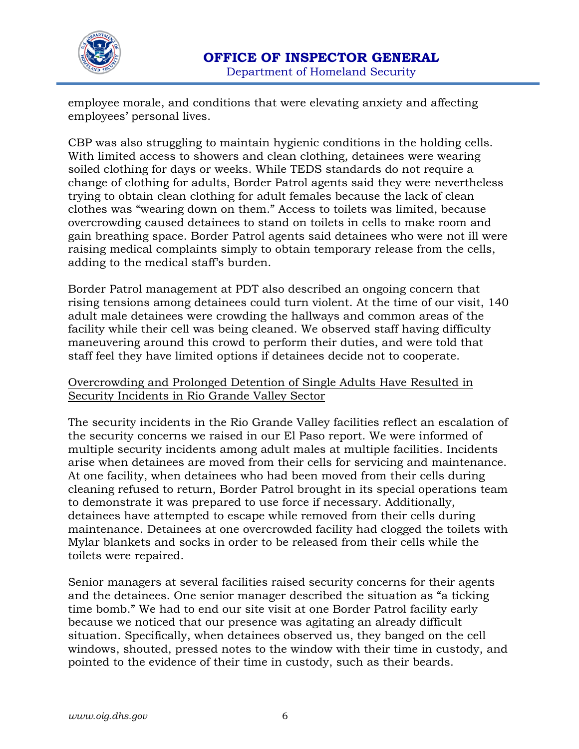employee morale, and conditions that were elevating anxiety and affecting employees' personal lives.

CBP was also struggling to maintain hygienic conditions in the holding cells. With limited access to showers and clean clothing, detainees were wearing soiled clothing for days or weeks. While TEDS standards do not require a change of clothing for adults, Border Patrol agents said they were nevertheless trying to obtain clean clothing for adult females because the lack of clean clothes was "wearing down on them." Access to toilets was limited, because overcrowding caused detainees to stand on toilets in cells to make room and gain breathing space. Border Patrol agents said detainees who were not ill were raising medical complaints simply to obtain temporary release from the cells, adding to the medical staff's burden.

Border Patrol management at PDT also described an ongoing concern that rising tensions among detainees could turn violent. At the time of our visit, 140 adult male detainees were crowding the hallways and common areas of the facility while their cell was being cleaned. We observed staff having difficulty maneuvering around this crowd to perform their duties, and were told that staff feel they have limited options if detainees decide not to cooperate.

<u>Overcrowding and Prolonged Detention of Single Adults Have Resulted in Security Incidents in Rio Grande Valley Sector</u>

The security incidents in the Rio Grande Valley facilities reflect an escalation of the security concerns we raised in our El Paso report. We were informed of multiple security incidents among adult males at multiple facilities. Incidents arise when detainees are moved from their cells for servicing and maintenance. At one facility, when detainees who had been moved from their cells during cleaning refused to return, Border Patrol brought in its special operations team to demonstrate it was prepared to use force if necessary. Additionally, detainees have attempted to escape while removed from their cells during maintenance. Detainees at one overcrowded facility had clogged the toilets with Mylar blankets and socks in order to be released from their cells while the toilets were repaired.

Senior managers at several facilities raised security concerns for their agents and the detainees. One senior manager described the situation as "a ticking time bomb." We had to end our site visit at one Border Patrol facility early because we noticed that our presence was agitating an already difficult situation. Specifically, when detainees observed us, they banged on the cell windows, shouted, pressed notes to the window with their time in custody, and pointed to the evidence of their time in custody, such as their beards.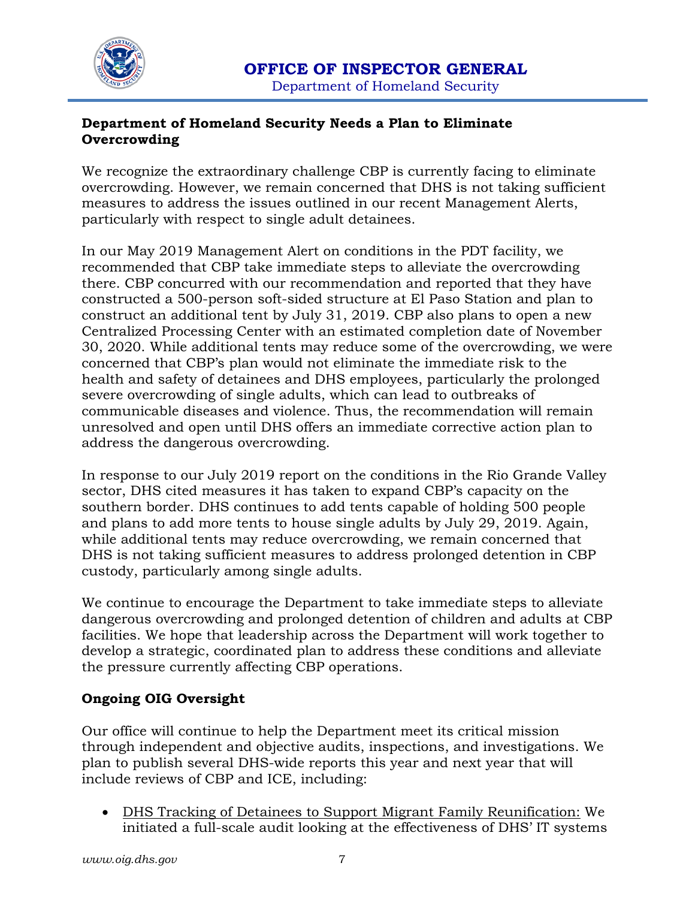**Department of Homeland Security Needs a Plan to Eliminate Overcrowding**

We recognize the extraordinary challenge CBP is currently facing to eliminate overcrowding. However, we remain concerned that DHS is not taking sufficient measures to address the issues outlined in our recent Management Alerts, particularly with respect to single adult detainees.

In our May 2019 Management Alert on conditions in the PDT facility, we recommended that CBP take immediate steps to alleviate the overcrowding there. CBP concurred with our recommendation and reported that they have constructed a 500-person soft-sided structure at El Paso Station and plan to construct an additional tent by July 31, 2019. CBP also plans to open a new Centralized Processing Center with an estimated completion date of November 30, 2020. While additional tents may reduce some of the overcrowding, we were concerned that CBP's plan would not eliminate the immediate risk to the health and safety of detainees and DHS employees, particularly the prolonged severe overcrowding of single adults, which can lead to outbreaks of communicable diseases and violence. Thus, the recommendation will remain unresolved and open until DHS offers an immediate corrective action plan to address the dangerous overcrowding.

In response to our July 2019 report on the conditions in the Rio Grande Valley sector, DHS cited measures it has taken to expand CBP's capacity on the southern border. DHS continues to add tents capable of holding 500 people and plans to add more tents to house single adults by July 29, 2019. Again, while additional tents may reduce overcrowding, we remain concerned that DHS is not taking sufficient measures to address prolonged detention in CBP custody, particularly among single adults.

We continue to encourage the Department to take immediate steps to alleviate dangerous overcrowding and prolonged detention of children and adults at CBP facilities. We hope that leadership across the Department will work together to develop a strategic, coordinated plan to address these conditions and alleviate the pressure currently affecting CBP operations.

**Ongoing OIG Oversight**

Our office will continue to help the Department meet its critical mission through independent and objective audits, inspections, and investigations. We plan to publish several DHS-wide reports this year and next year that will include reviews of CBP and ICE, including:

- <u>DHS Tracking of Detainees to Support Migrant Family Reunification:</u> We initiated a full-scale audit looking at the effectiveness of DHS' IT systems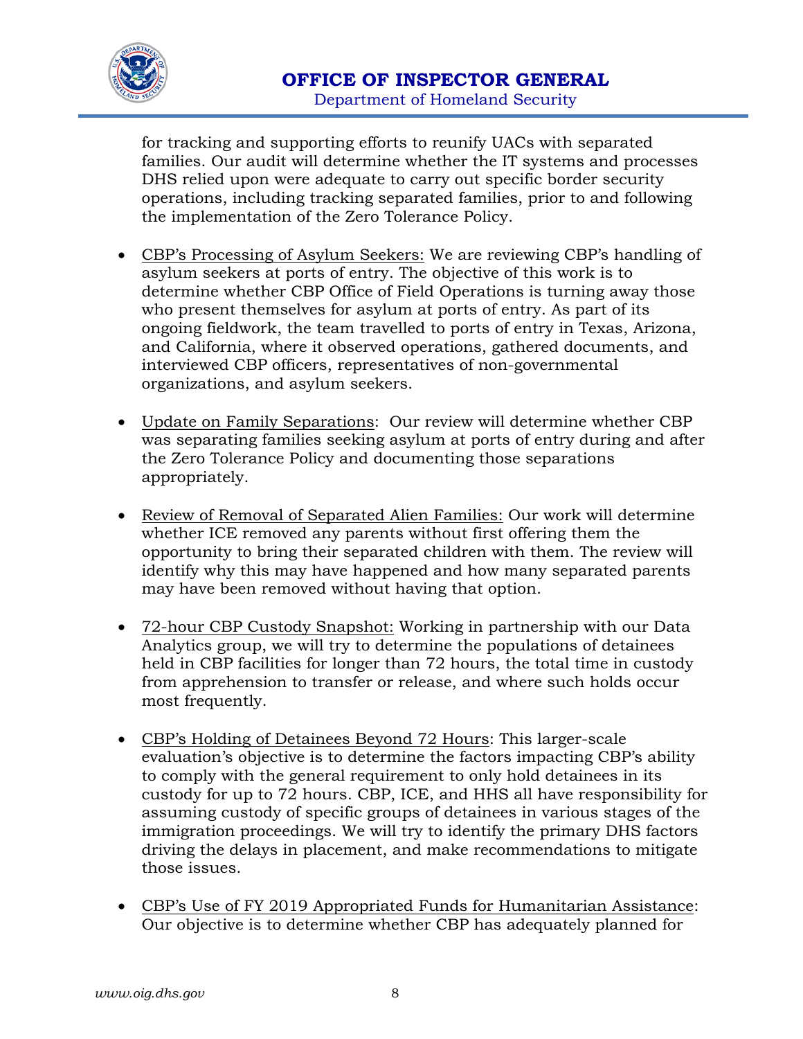for tracking and supporting efforts to reunify UACs with separated families. Our audit will determine whether the IT systems and processes DHS relied upon were adequate to carry out specific border security operations, including tracking separated families, prior to and following the implementation of the Zero Tolerance Policy.

- CBP's Processing of Asylum Seekers: We are reviewing CBP's handling of asylum seekers at ports of entry. The objective of this work is to determine whether CBP Office of Field Operations is turning away those who present themselves for asylum at ports of entry. As part of its ongoing fieldwork, the team travelled to ports of entry in Texas, Arizona, and California, where it observed operations, gathered documents, and interviewed CBP officers, representatives of non-governmental organizations, and asylum seekers.

- Update on Family Separations: Our review will determine whether CBP was separating families seeking asylum at ports of entry during and after the Zero Tolerance Policy and documenting those separations appropriately.

- Review of Removal of Separated Alien Families: Our work will determine whether ICE removed any parents without first offering them the opportunity to bring their separated children with them. The review will identify why this may have happened and how many separated parents may have been removed without having that option.

- 72-hour CBP Custody Snapshot: Working in partnership with our Data Analytics group, we will try to determine the populations of detainees held in CBP facilities for longer than 72 hours, the total time in custody from apprehension to transfer or release, and where such holds occur most frequently.

- CBP's Holding of Detainees Beyond 72 Hours: This larger-scale evaluation's objective is to determine the factors impacting CBP's ability to comply with the general requirement to only hold detainees in its custody for up to 72 hours. CBP, ICE, and HHS all have responsibility for assuming custody of specific groups of detainees in various stages of the immigration proceedings. We will try to identify the primary DHS factors driving the delays in placement, and make recommendations to mitigate those issues.

- CBP's Use of FY 2019 Appropriated Funds for Humanitarian Assistance: Our objective is to determine whether CBP has adequately planned for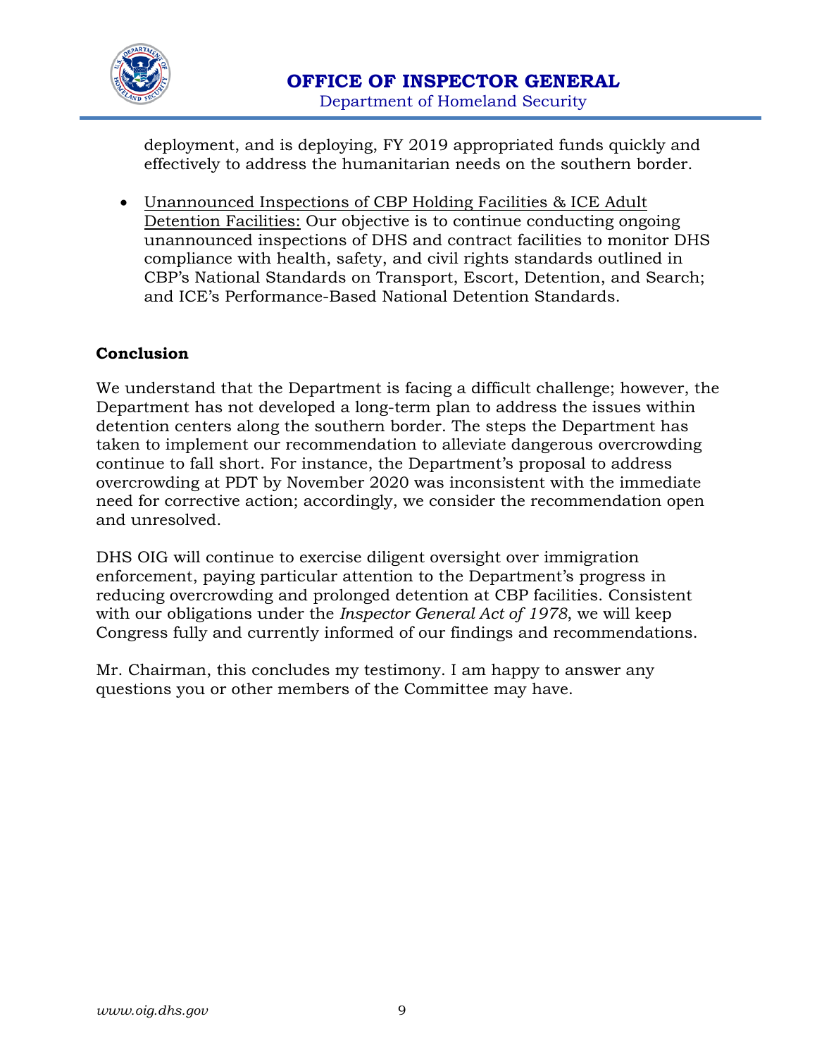deployment, and is deploying, FY 2019 appropriated funds quickly and effectively to address the humanitarian needs on the southern border.

- Unannounced Inspections of CBP Holding Facilities & ICE Adult Detention Facilities: Our objective is to continue conducting ongoing unannounced inspections of DHS and contract facilities to monitor DHS compliance with health, safety, and civil rights standards outlined in CBP's National Standards on Transport, Escort, Detention, and Search; and ICE's Performance-Based National Detention Standards.

**Conclusion**

We understand that the Department is facing a difficult challenge; however, the Department has not developed a long-term plan to address the issues within detention centers along the southern border. The steps the Department has taken to implement our recommendation to alleviate dangerous overcrowding continue to fall short. For instance, the Department's proposal to address overcrowding at PDT by November 2020 was inconsistent with the immediate need for corrective action; accordingly, we consider the recommendation open and unresolved.

DHS OIG will continue to exercise diligent oversight over immigration enforcement, paying particular attention to the Department's progress in reducing overcrowding and prolonged detention at CBP facilities. Consistent with our obligations under the *Inspector General Act of 1978*, we will keep Congress fully and currently informed of our findings and recommendations.

Mr. Chairman, this concludes my testimony. I am happy to answer any questions you or other members of the Committee may have.